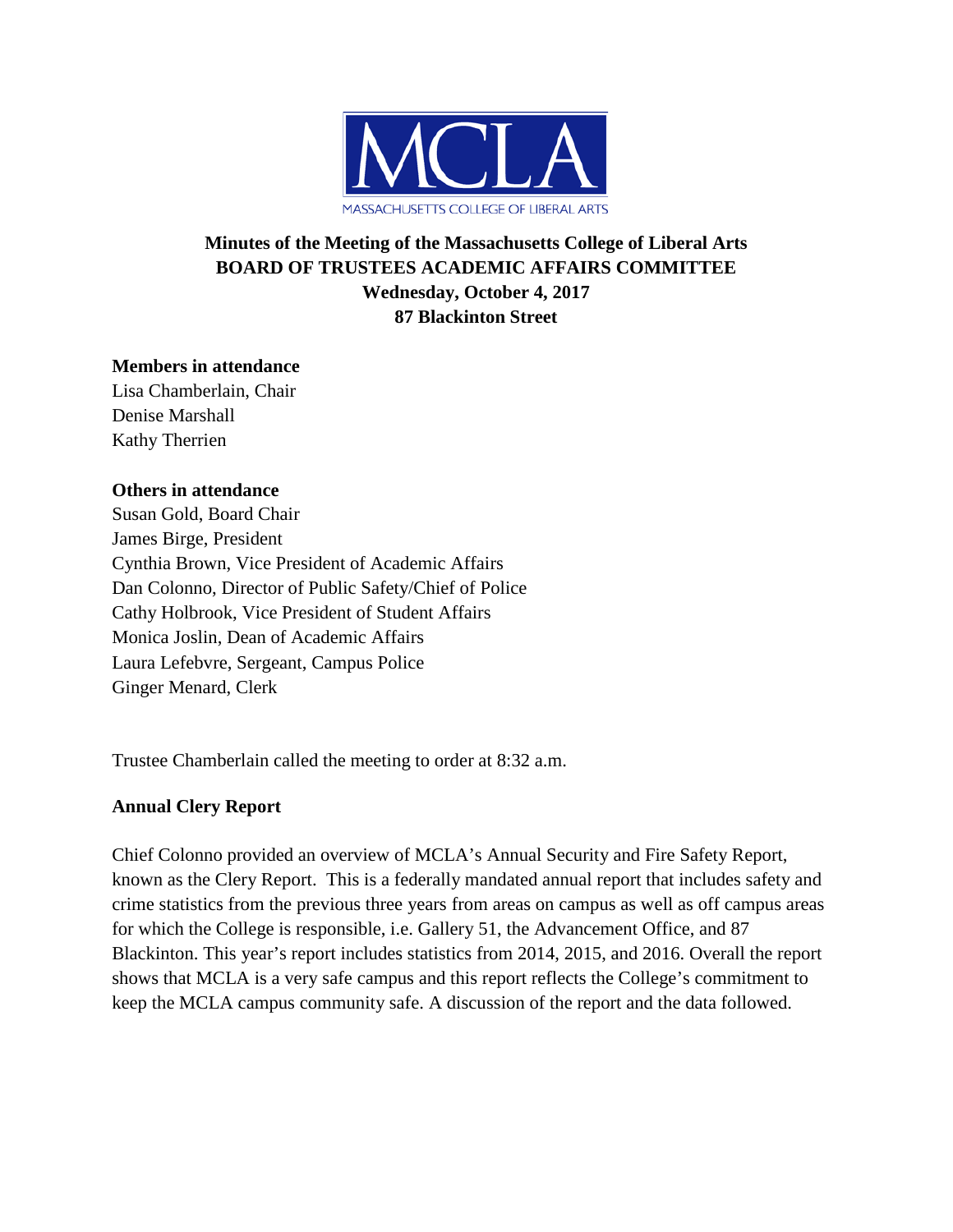MCLA

MASSACHUSETTS COLLEGE OF LIBERAL ARTS

**Minutes of the Meeting of the Massachusetts College of Liberal Arts**
**BOARD OF TRUSTEES ACADEMIC AFFAIRS COMMITTEE**
**Wednesday, October 4, 2017**
**87 Blackinton Street**

**Members in attendance**
Lisa Chamberlain, Chair
Denise Marshall
Kathy Therrien

**Others in attendance**
Susan Gold, Board Chair
James Birge, President
Cynthia Brown, Vice President of Academic Affairs
Dan Colonno, Director of Public Safety/Chief of Police
Cathy Holbrook, Vice President of Student Affairs
Monica Joslin, Dean of Academic Affairs
Laura Lefebvre, Sergeant, Campus Police
Ginger Menard, Clerk

Trustee Chamberlain called the meeting to order at 8:32 a.m.

**Annual Clery Report**

Chief Colonno provided an overview of MCLA's Annual Security and Fire Safety Report, known as the Clery Report. This is a federally mandated annual report that includes safety and crime statistics from the previous three years from areas on campus as well as off campus areas for which the College is responsible, i.e. Gallery 51, the Advancement Office, and 87 Blackinton. This year's report includes statistics from 2014, 2015, and 2016. Overall the report shows that MCLA is a very safe campus and this report reflects the College's commitment to keep the MCLA campus community safe. A discussion of the report and the data followed.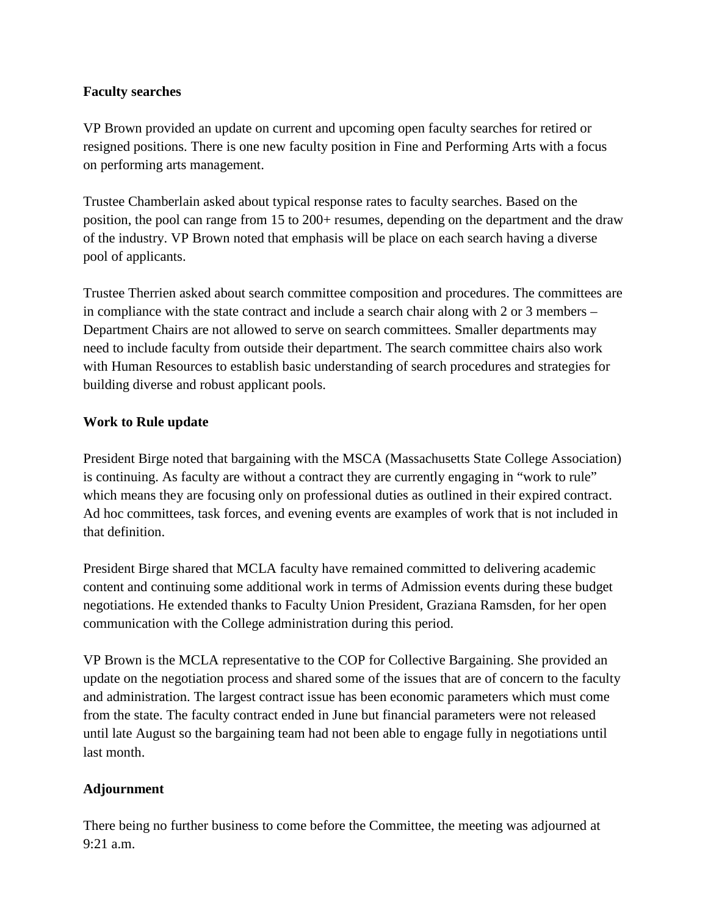**Faculty searches**

VP Brown provided an update on current and upcoming open faculty searches for retired or resigned positions. There is one new faculty position in Fine and Performing Arts with a focus on performing arts management.

Trustee Chamberlain asked about typical response rates to faculty searches. Based on the position, the pool can range from 15 to 200+ resumes, depending on the department and the draw of the industry. VP Brown noted that emphasis will be place on each search having a diverse pool of applicants.

Trustee Therrien asked about search committee composition and procedures. The committees are in compliance with the state contract and include a search chair along with 2 or 3 members – Department Chairs are not allowed to serve on search committees. Smaller departments may need to include faculty from outside their department. The search committee chairs also work with Human Resources to establish basic understanding of search procedures and strategies for building diverse and robust applicant pools.

**Work to Rule update**

President Birge noted that bargaining with the MSCA (Massachusetts State College Association) is continuing. As faculty are without a contract they are currently engaging in "work to rule" which means they are focusing only on professional duties as outlined in their expired contract. Ad hoc committees, task forces, and evening events are examples of work that is not included in that definition.

President Birge shared that MCLA faculty have remained committed to delivering academic content and continuing some additional work in terms of Admission events during these budget negotiations. He extended thanks to Faculty Union President, Graziana Ramsden, for her open communication with the College administration during this period.

VP Brown is the MCLA representative to the COP for Collective Bargaining. She provided an update on the negotiation process and shared some of the issues that are of concern to the faculty and administration. The largest contract issue has been economic parameters which must come from the state. The faculty contract ended in June but financial parameters were not released until late August so the bargaining team had not been able to engage fully in negotiations until last month.

**Adjournment**

There being no further business to come before the Committee, the meeting was adjourned at 9:21 a.m.